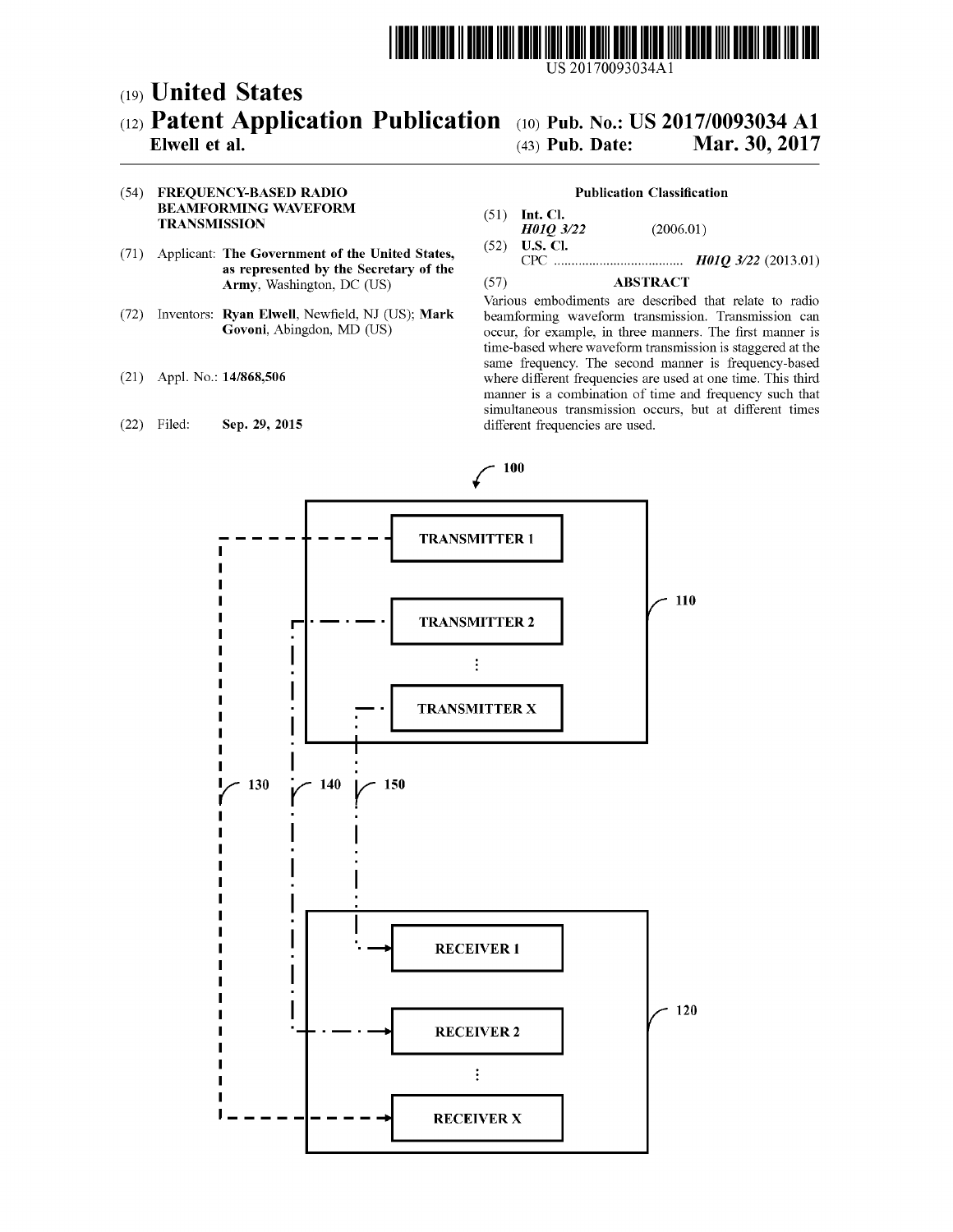US 20170093034A1

# (19) United States

## (12) Patent Application Publication

**Elwell et al.**

(10) **Pub. No.: US 2017/0093034 A1**

(43) **Pub. Date: Mar. 30, 2017**

(54) **FREQUENCY-BASED RADIO BEAMFORMING WAVEFORM TRANSMISSION**

(71) Applicant: **The Government of the United States, as represented by the Secretary of the Army**, Washington, DC (US)

(72) Inventors: **Ryan Elwell**, Newfield, NJ (US); **Mark Govoni**, Abingdon, MD (US)

(21) Appl. No.: **14/868,506**

(22) Filed: **Sep. 29, 2015**

**Publication Classification**

(51) **Int. Cl.**
*H01Q 3/22* (2006.01)

(52) **U.S. Cl.**
CPC .................................... *H01Q 3/22* (2013.01)

(57) **ABSTRACT**

Various embodiments are described that relate to radio beamforming waveform transmission. Transmission can occur, for example, in three manners. The first manner is time-based where waveform transmission is staggered at the same frequency. The second manner is frequency-based where different frequencies are used at one time. This third manner is a combination of time and frequency such that simultaneous transmission occurs, but at different times different frequencies are used.

100

110

TRANSMITTER 1

TRANSMITTER 2

TRANSMITTER X

130 140 150

120

RECEIVER 1

RECEIVER 2

RECEIVER X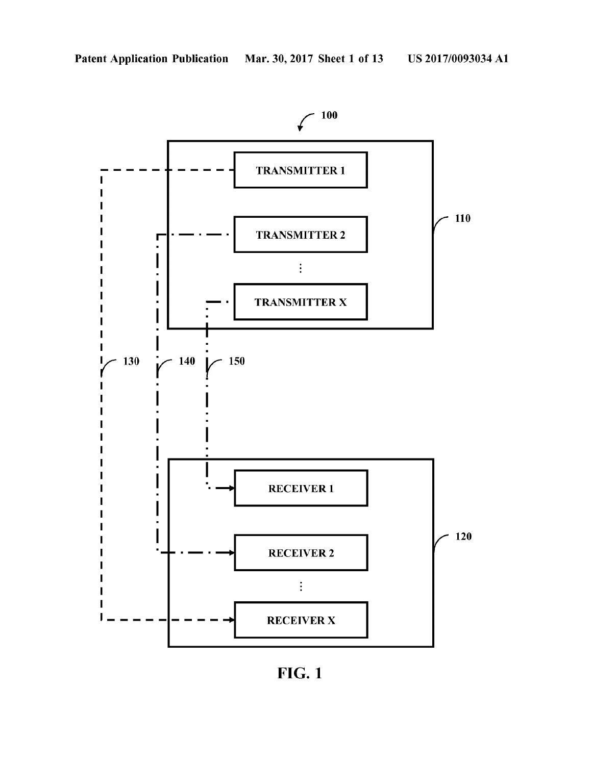100

TRANSMITTER 1

TRANSMITTER 2

⋮

TRANSMITTER X

110

130

140

150

RECEIVER 1

RECEIVER 2

⋮

RECEIVER X

120

FIG. 1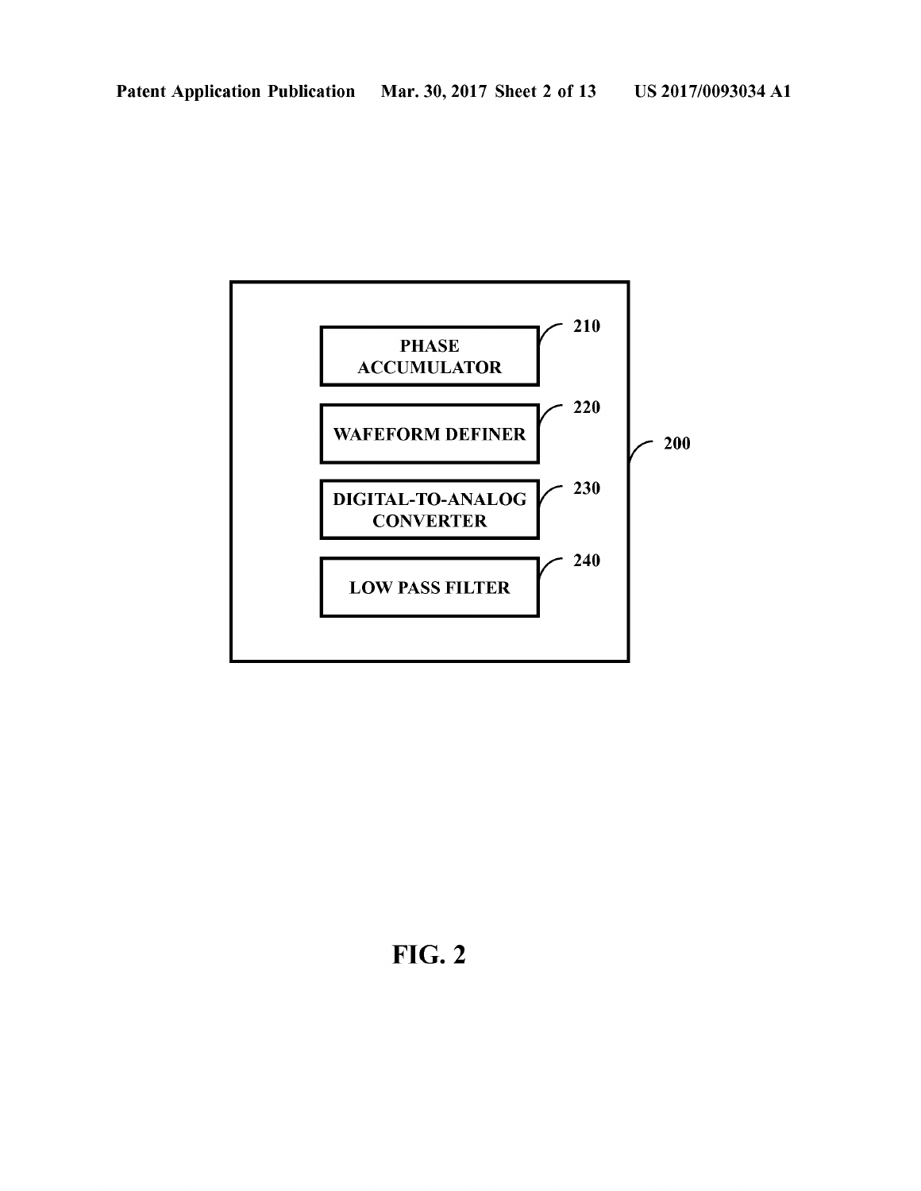PHASE ACCUMULATOR

210

WAFEFORM DEFINER

220

DIGITAL-TO-ANALOG CONVERTER

230

LOW PASS FILTER

240

200

FIG. 2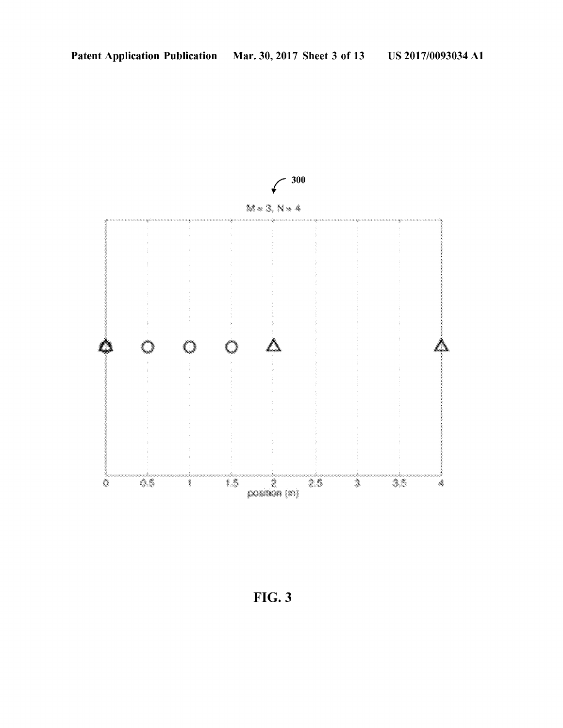300

M = 3, N = 4

0 0.5 1 1.5 2 2.5 3 3.5 4

position (m)

FIG. 3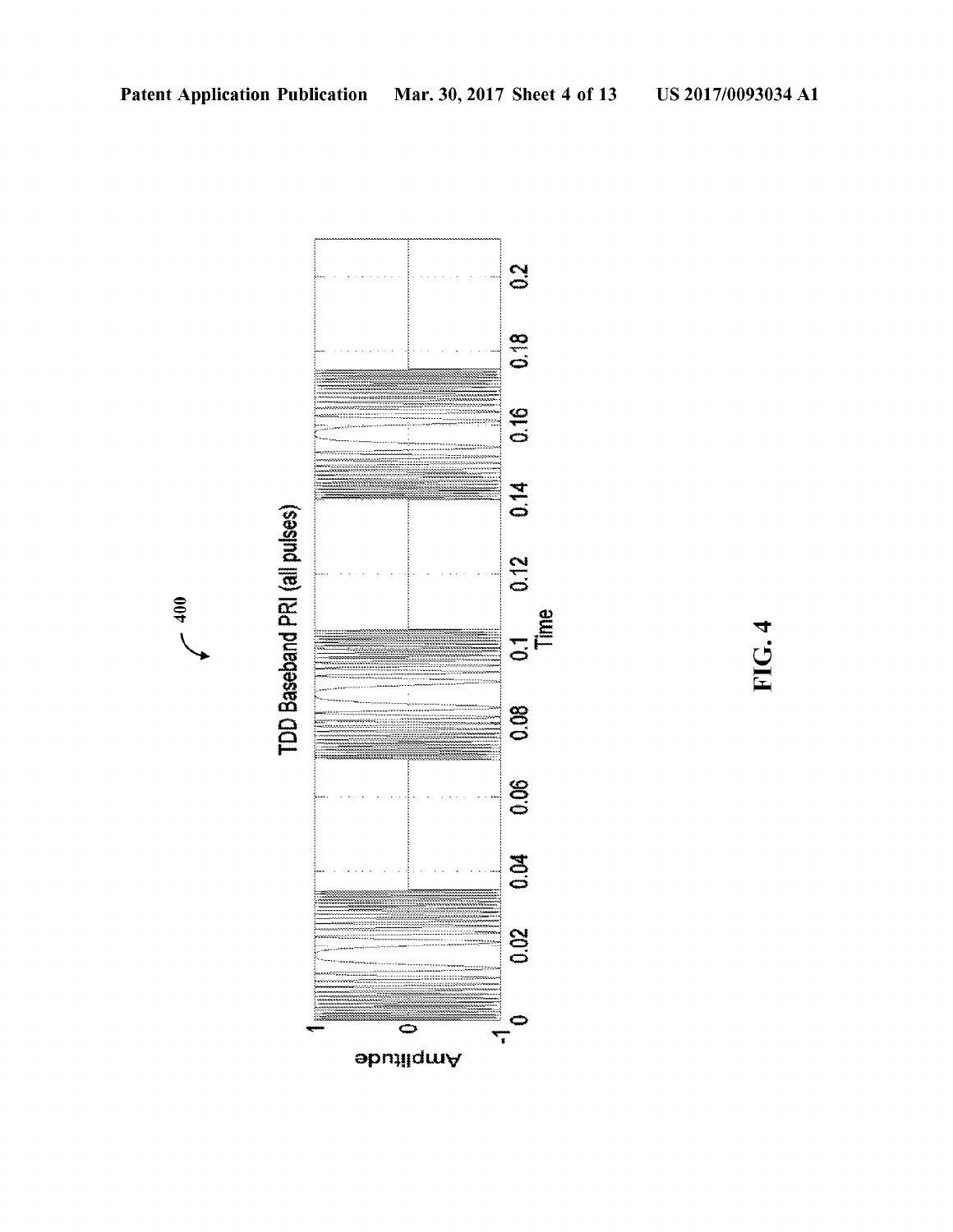400

TDD Baseband PRI (all pulses)

Amplitude

Time

FIG. 4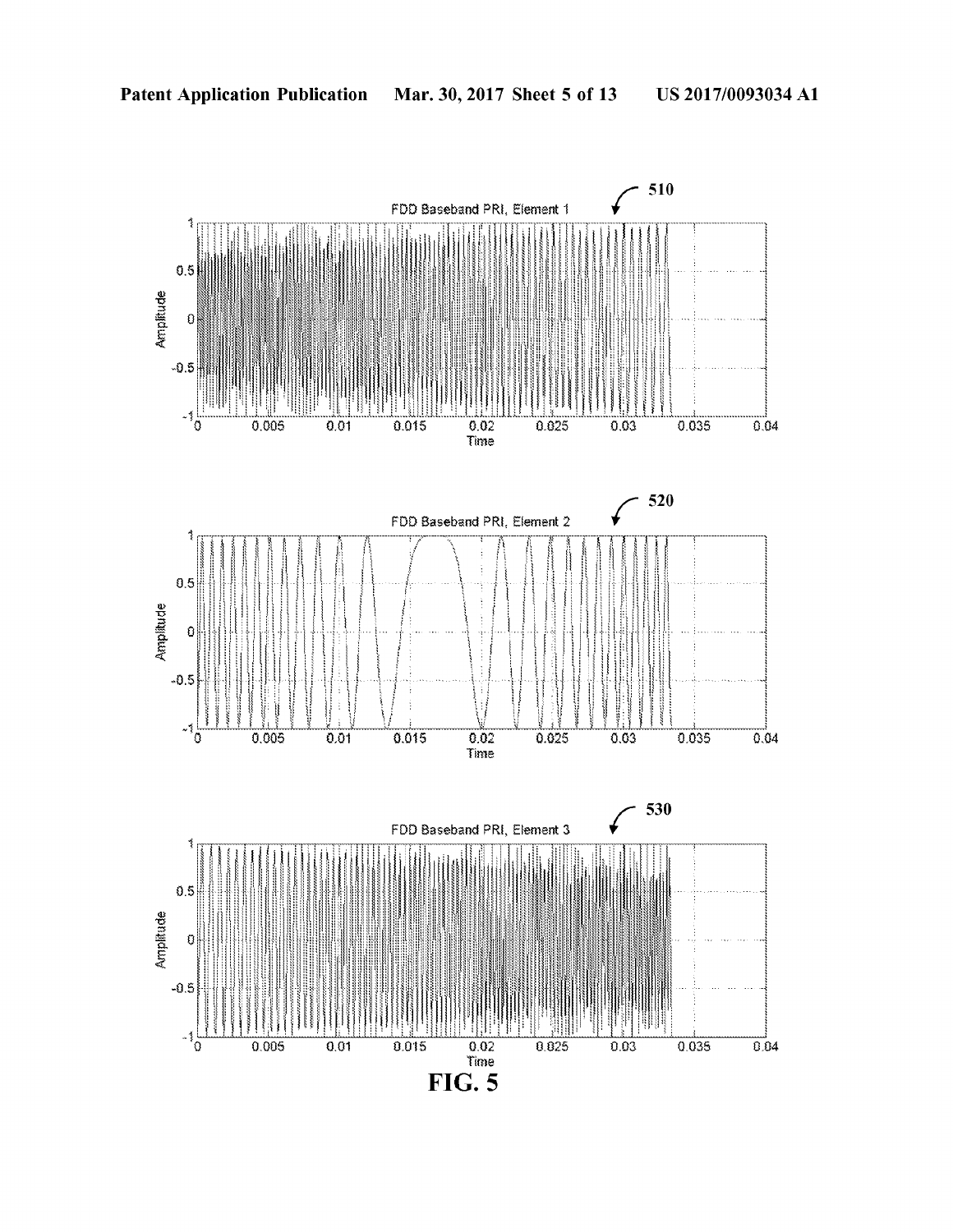510

FDD Baseband PRI, Element 1

520

FDD Baseband PRI, Element 2

530

FDD Baseband PRI, Element 3

**FIG. 5**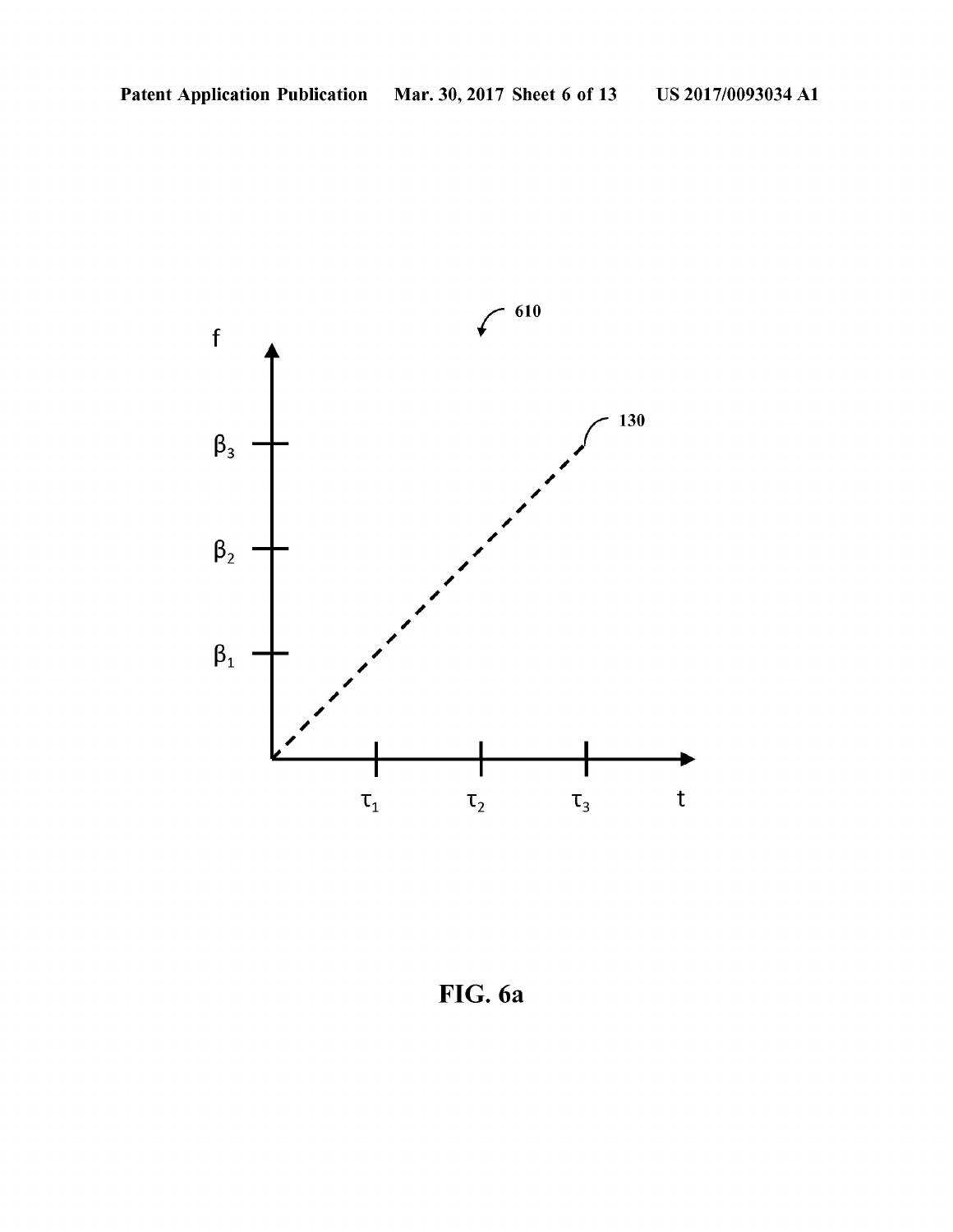FIG. 6a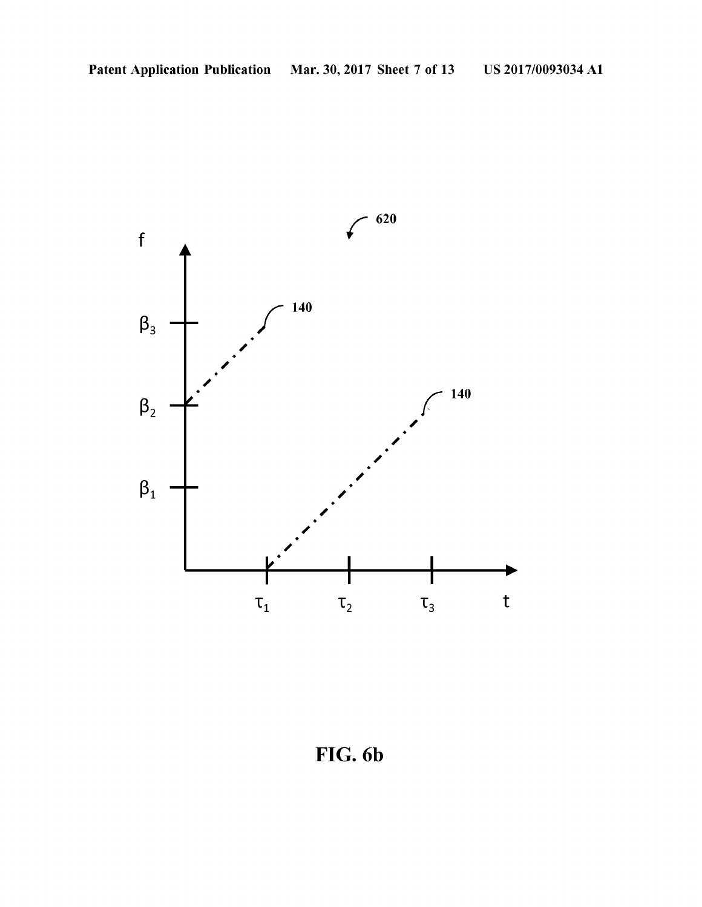FIG. 6b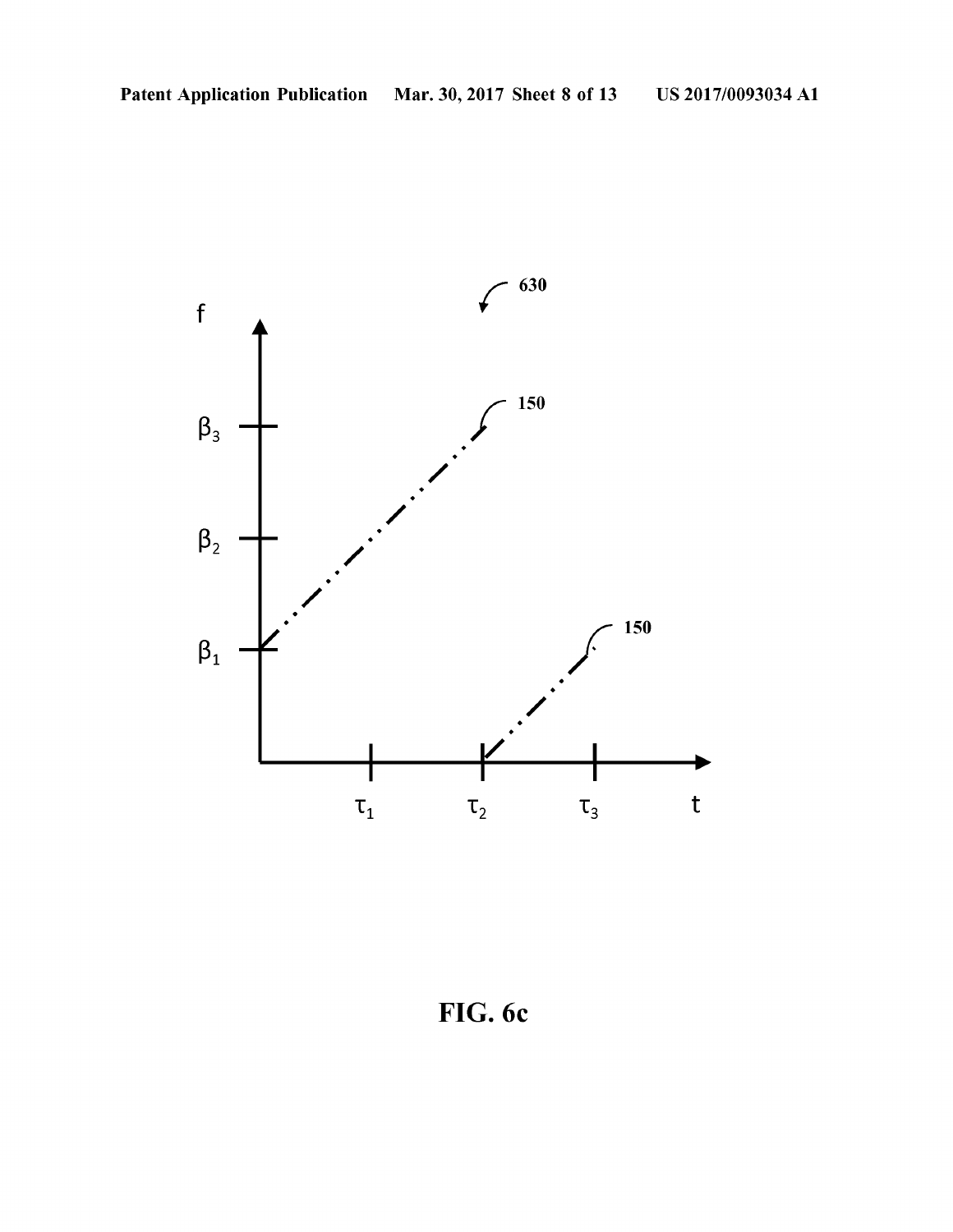FIG. 6c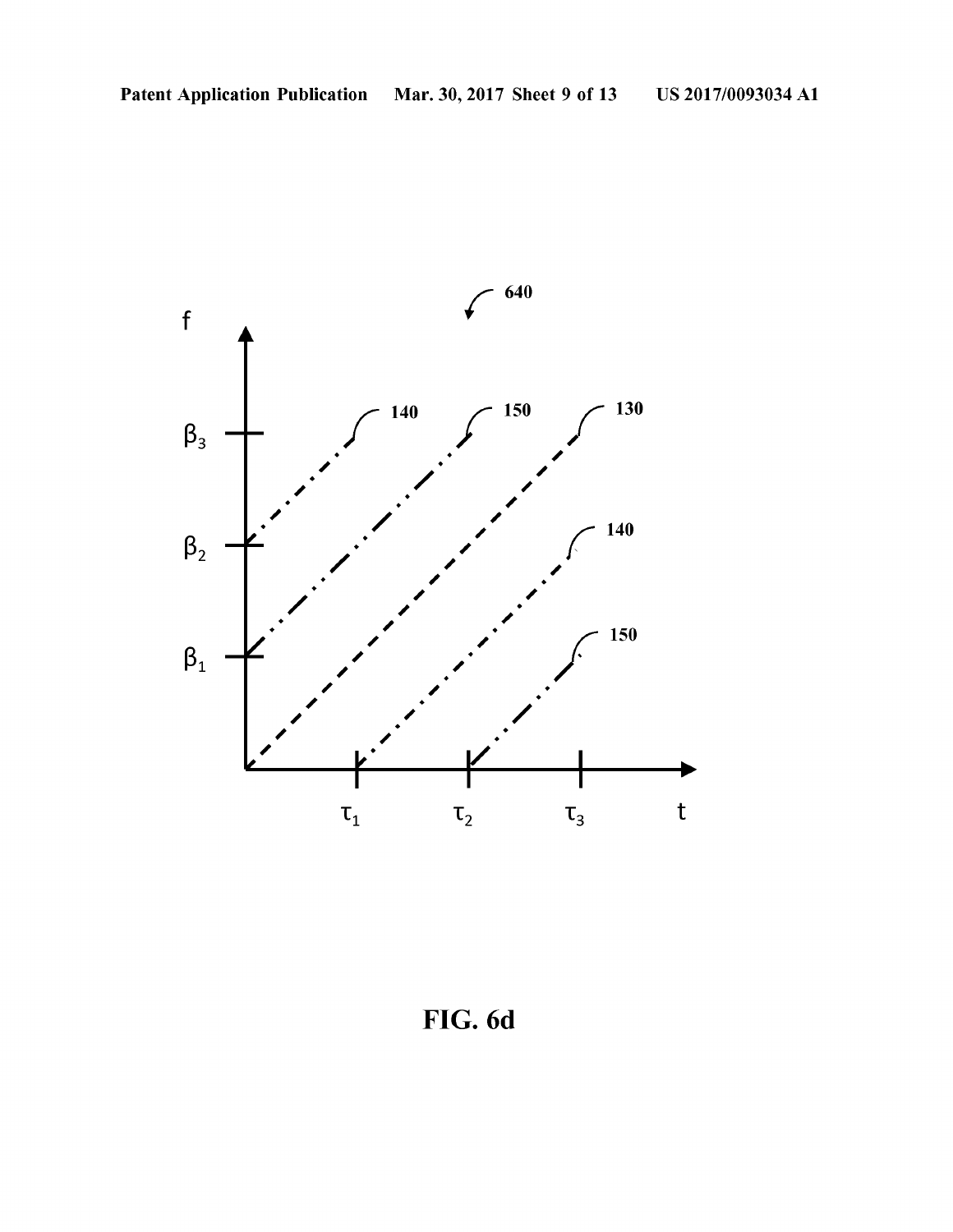FIG. 6d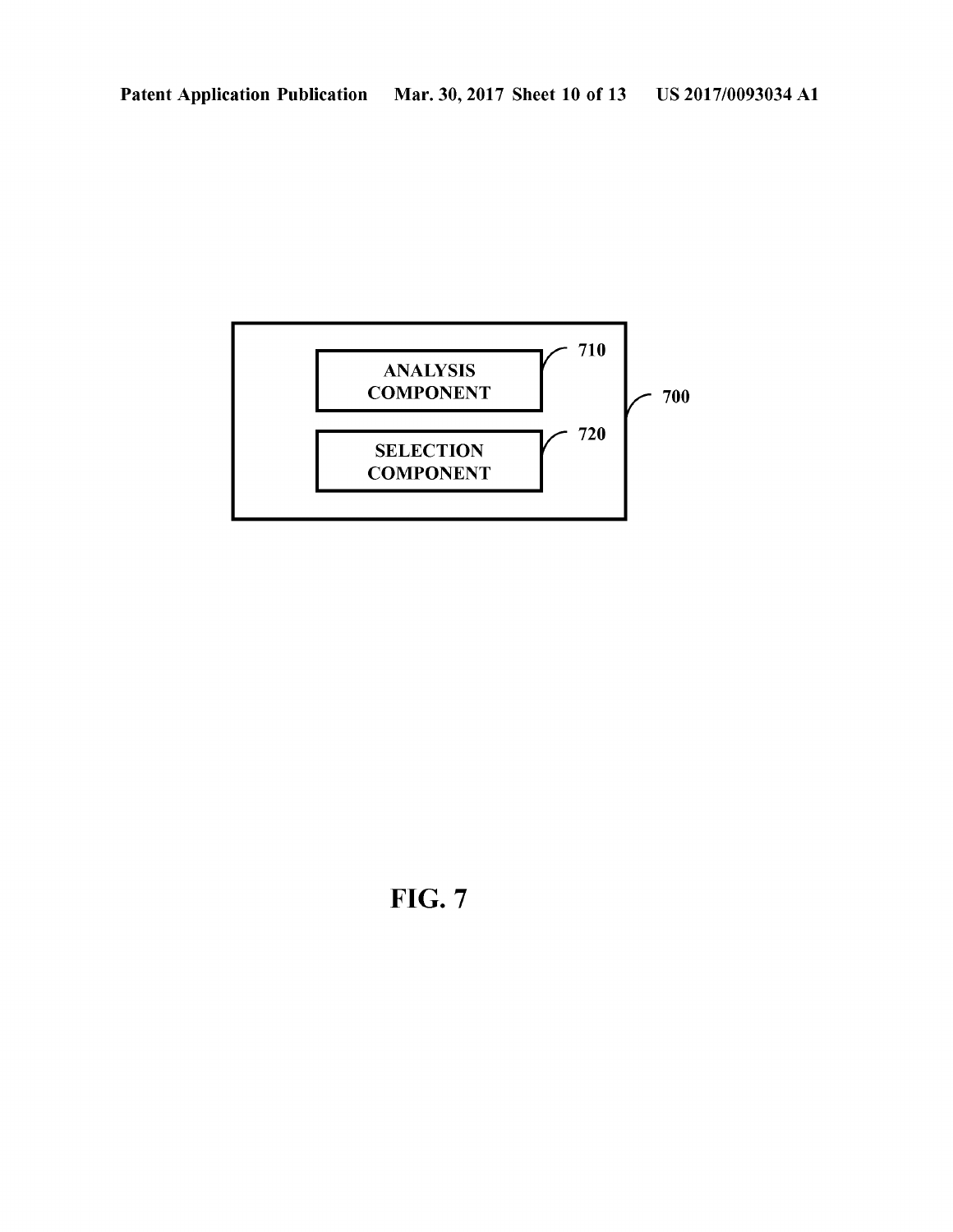ANALYSIS COMPONENT 710

SELECTION COMPONENT 720

700

FIG. 7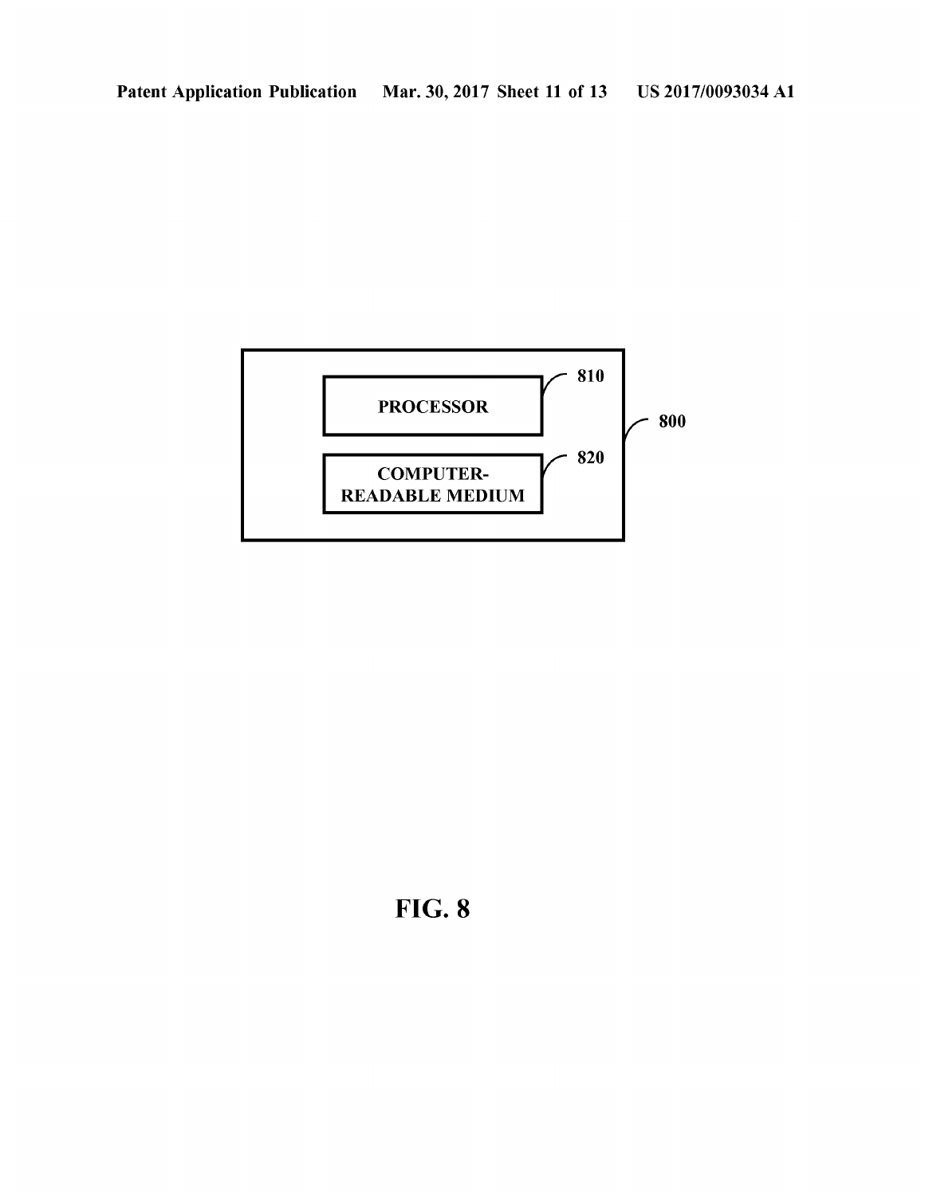800

810 PROCESSOR

820 COMPUTER-READABLE MEDIUM

**FIG. 8**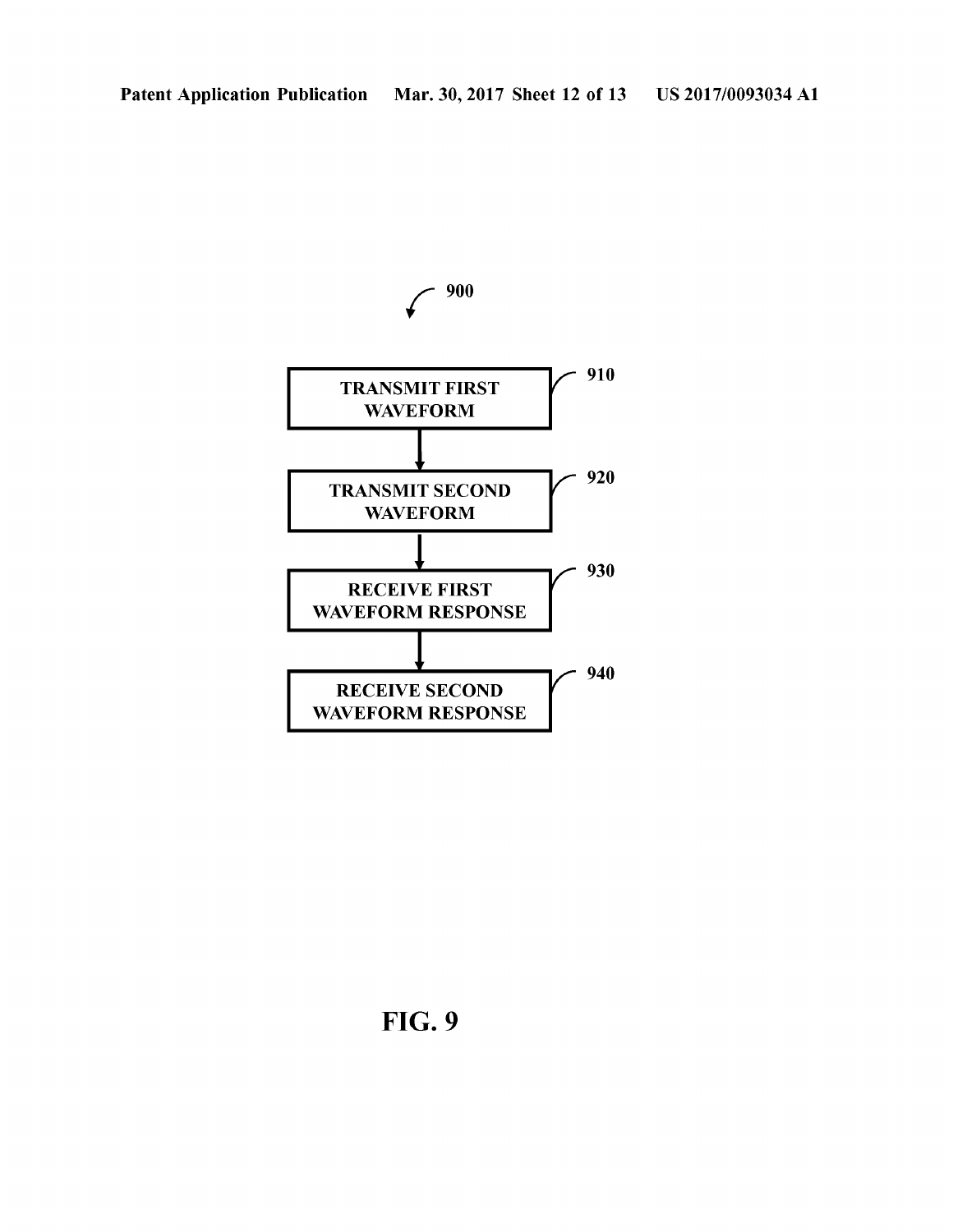900

TRANSMIT FIRST WAVEFORM — 910

TRANSMIT SECOND WAVEFORM — 920

RECEIVE FIRST WAVEFORM RESPONSE — 930

RECEIVE SECOND WAVEFORM RESPONSE — 940

FIG. 9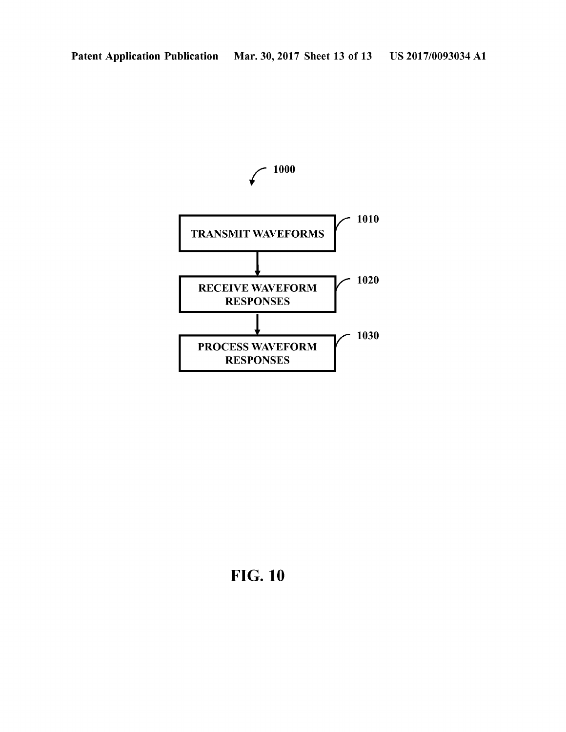1000

TRANSMIT WAVEFORMS — 1010

RECEIVE WAVEFORM RESPONSES — 1020

PROCESS WAVEFORM RESPONSES — 1030

**FIG. 10**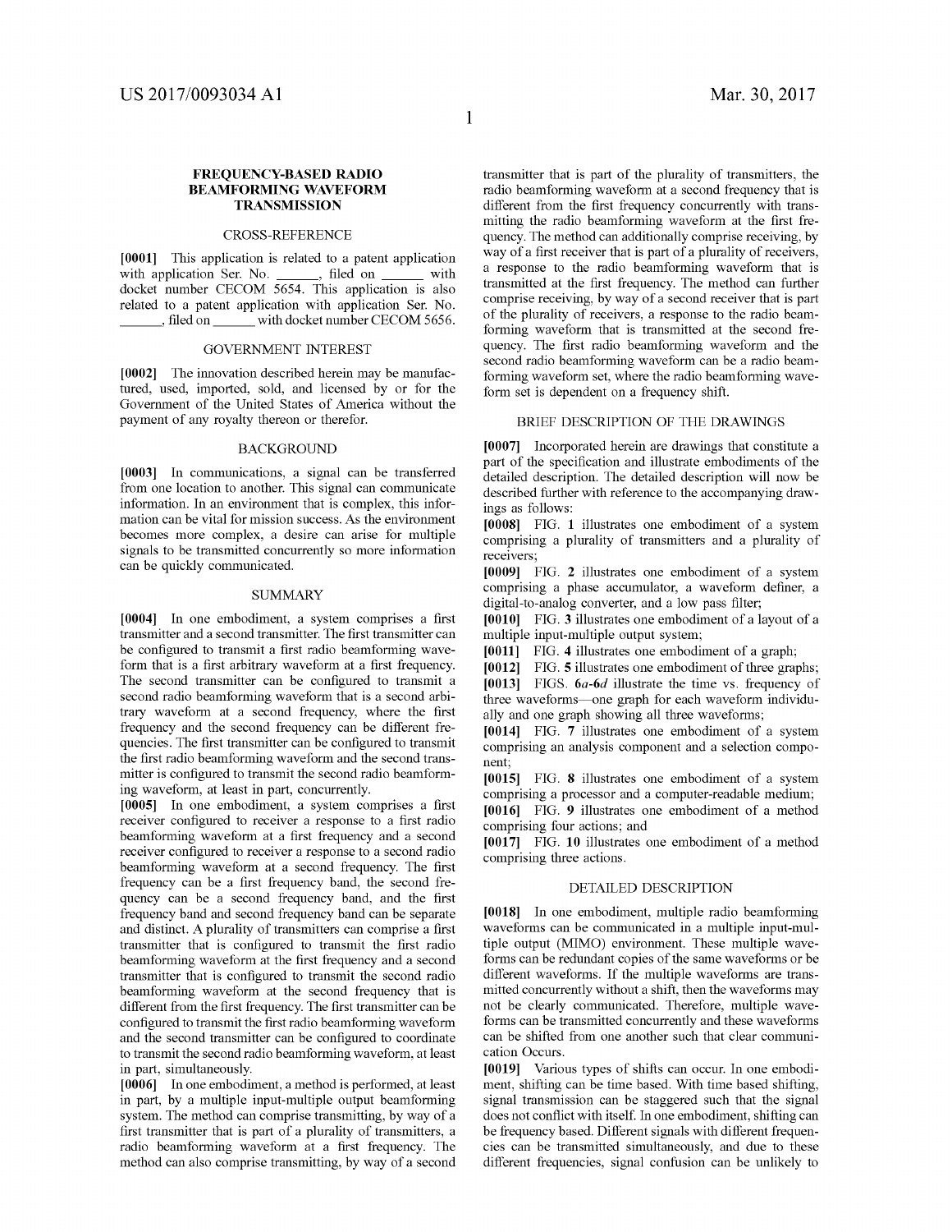# FREQUENCY-BASED RADIO BEAMFORMING WAVEFORM TRANSMISSION

## CROSS-REFERENCE

**[0001]** This application is related to a patent application with application Ser. No. ______, filed on ______ with docket number CECOM 5654. This application is also related to a patent application with application Ser. No. ______, filed on ______ with docket number CECOM 5656.

## GOVERNMENT INTEREST

**[0002]** The innovation described herein may be manufactured, used, imported, sold, and licensed by or for the Government of the United States of America without the payment of any royalty thereon or therefor.

## BACKGROUND

**[0003]** In communications, a signal can be transferred from one location to another. This signal can communicate information. In an environment that is complex, this information can be vital for mission success. As the environment becomes more complex, a desire can arise for multiple signals to be transmitted concurrently so more information can be quickly communicated.

## SUMMARY

**[0004]** In one embodiment, a system comprises a first transmitter and a second transmitter. The first transmitter can be configured to transmit a first radio beamforming waveform that is a first arbitrary waveform at a first frequency. The second transmitter can be configured to transmit a second radio beamforming waveform that is a second arbitrary waveform at a second frequency, where the first frequency and the second frequency can be different frequencies. The first transmitter can be configured to transmit the first radio beamforming waveform and the second transmitter is configured to transmit the second radio beamforming waveform, at least in part, concurrently.

**[0005]** In one embodiment, a system comprises a first receiver configured to receiver a response to a first radio beamforming waveform at a first frequency and a second receiver configured to receiver a response to a second radio beamforming waveform at a second frequency. The first frequency can be a first frequency band, the second frequency can be a second frequency band, and the first frequency band and second frequency band can be separate and distinct. A plurality of transmitters can comprise a first transmitter that is configured to transmit the first radio beamforming waveform at the first frequency and a second transmitter that is configured to transmit the second radio beamforming waveform at the second frequency that is different from the first frequency. The first transmitter can be configured to transmit the first radio beamforming waveform and the second transmitter can be configured to coordinate to transmit the second radio beamforming waveform, at least in part, simultaneously.

**[0006]** In one embodiment, a method is performed, at least in part, by a multiple input-multiple output beamforming system. The method can comprise transmitting, by way of a first transmitter that is part of a plurality of transmitters, a radio beamforming waveform at a first frequency. The method can also comprise transmitting, by way of a second transmitter that is part of the plurality of transmitters, the radio beamforming waveform at a second frequency that is different from the first frequency concurrently with transmitting the radio beamforming waveform at the first frequency. The method can additionally comprise receiving, by way of a first receiver that is part of a plurality of receivers, a response to the radio beamforming waveform that is transmitted at the first frequency. The method can further comprise receiving, by way of a second receiver that is part of the plurality of receivers, a response to the radio beamforming waveform that is transmitted at the second frequency. The first radio beamforming waveform and the second radio beamforming waveform can be a radio beamforming waveform set, where the radio beamforming waveform set is dependent on a frequency shift.

## BRIEF DESCRIPTION OF THE DRAWINGS

**[0007]** Incorporated herein are drawings that constitute a part of the specification and illustrate embodiments of the detailed description. The detailed description will now be described further with reference to the accompanying drawings as follows:

**[0008]** FIG. **1** illustrates one embodiment of a system comprising a plurality of transmitters and a plurality of receivers;

**[0009]** FIG. **2** illustrates one embodiment of a system comprising a phase accumulator, a waveform definer, a digital-to-analog converter, and a low pass filter;

**[0010]** FIG. **3** illustrates one embodiment of a layout of a multiple input-multiple output system;

**[0011]** FIG. **4** illustrates one embodiment of a graph;

**[0012]** FIG. **5** illustrates one embodiment of three graphs;

**[0013]** FIGS. **6*a*-6*d*** illustrate the time vs. frequency of three waveforms—one graph for each waveform individually and one graph showing all three waveforms;

**[0014]** FIG. **7** illustrates one embodiment of a system comprising an analysis component and a selection component;

**[0015]** FIG. **8** illustrates one embodiment of a system comprising a processor and a computer-readable medium;

**[0016]** FIG. **9** illustrates one embodiment of a method comprising four actions; and

**[0017]** FIG. **10** illustrates one embodiment of a method comprising three actions.

## DETAILED DESCRIPTION

**[0018]** In one embodiment, multiple radio beamforming waveforms can be communicated in a multiple input-multiple output (MIMO) environment. These multiple waveforms can be redundant copies of the same waveforms or be different waveforms. If the multiple waveforms are transmitted concurrently without a shift, then the waveforms may not be clearly communicated. Therefore, multiple waveforms can be transmitted concurrently and these waveforms can be shifted from one another such that clear communication Occurs.

**[0019]** Various types of shifts can occur. In one embodiment, shifting can be time based. With time based shifting, signal transmission can be staggered such that the signal does not conflict with itself. In one embodiment, shifting can be frequency based. Different signals with different frequencies can be transmitted simultaneously, and due to these different frequencies, signal confusion can be unlikely to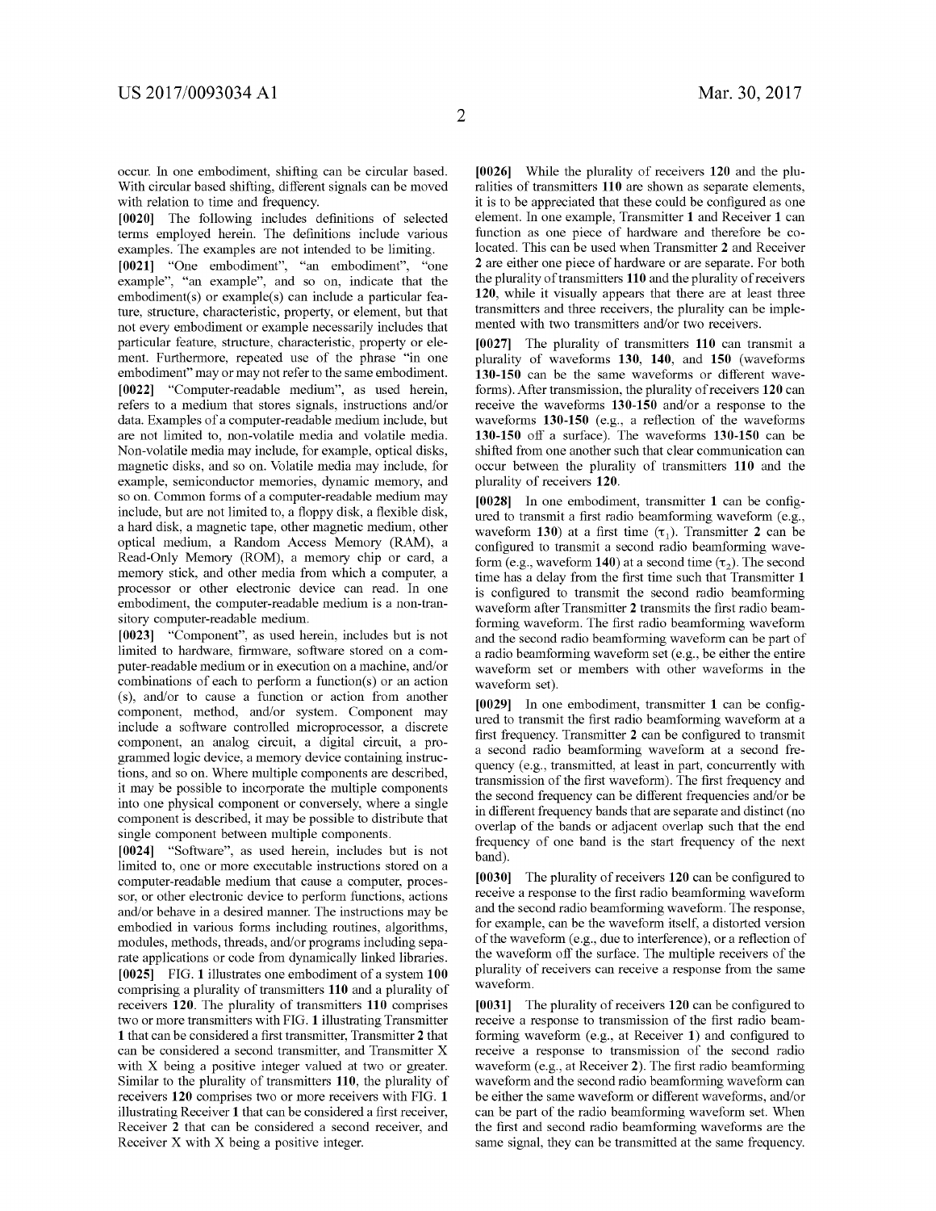occur. In one embodiment, shifting can be circular based. With circular based shifting, different signals can be moved with relation to time and frequency.

**[0020]** The following includes definitions of selected terms employed herein. The definitions include various examples. The examples are not intended to be limiting.

**[0021]** "One embodiment", "an embodiment", "one example", "an example", and so on, indicate that the embodiment(s) or example(s) can include a particular feature, structure, characteristic, property, or element, but that not every embodiment or example necessarily includes that particular feature, structure, characteristic, property or element. Furthermore, repeated use of the phrase "in one embodiment" may or may not refer to the same embodiment.

**[0022]** "Computer-readable medium", as used herein, refers to a medium that stores signals, instructions and/or data. Examples of a computer-readable medium include, but are not limited to, non-volatile media and volatile media. Non-volatile media may include, for example, optical disks, magnetic disks, and so on. Volatile media may include, for example, semiconductor memories, dynamic memory, and so on. Common forms of a computer-readable medium may include, but are not limited to, a floppy disk, a flexible disk, a hard disk, a magnetic tape, other magnetic medium, other optical medium, a Random Access Memory (RAM), a Read-Only Memory (ROM), a memory chip or card, a memory stick, and other media from which a computer, a processor or other electronic device can read. In one embodiment, the computer-readable medium is a non-transitory computer-readable medium.

**[0023]** "Component", as used herein, includes but is not limited to hardware, firmware, software stored on a computer-readable medium or in execution on a machine, and/or combinations of each to perform a function(s) or an action (s), and/or to cause a function or action from another component, method, and/or system. Component may include a software controlled microprocessor, a discrete component, an analog circuit, a digital circuit, a programmed logic device, a memory device containing instructions, and so on. Where multiple components are described, it may be possible to incorporate the multiple components into one physical component or conversely, where a single component is described, it may be possible to distribute that single component between multiple components.

**[0024]** "Software", as used herein, includes but is not limited to, one or more executable instructions stored on a computer-readable medium that cause a computer, processor, or other electronic device to perform functions, actions and/or behave in a desired manner. The instructions may be embodied in various forms including routines, algorithms, modules, methods, threads, and/or programs including separate applications or code from dynamically linked libraries.

**[0025]** FIG. **1** illustrates one embodiment of a system **100** comprising a plurality of transmitters **110** and a plurality of receivers **120**. The plurality of transmitters **110** comprises two or more transmitters with FIG. **1** illustrating Transmitter **1** that can be considered a first transmitter, Transmitter **2** that can be considered a second transmitter, and Transmitter X with X being a positive integer valued at two or greater. Similar to the plurality of transmitters **110**, the plurality of receivers **120** comprises two or more receivers with FIG. **1** illustrating Receiver **1** that can be considered a first receiver, Receiver **2** that can be considered a second receiver, and Receiver X with X being a positive integer.

**[0026]** While the plurality of receivers **120** and the pluralities of transmitters **110** are shown as separate elements, it is to be appreciated that these could be configured as one element. In one example, Transmitter **1** and Receiver **1** can function as one piece of hardware and therefore be co-located. This can be used when Transmitter **2** and Receiver **2** are either one piece of hardware or are separate. For both the plurality of transmitters **110** and the plurality of receivers **120**, while it visually appears that there are at least three transmitters and three receivers, the plurality can be implemented with two transmitters and/or two receivers.

**[0027]** The plurality of transmitters **110** can transmit a plurality of waveforms **130**, **140**, and **150** (waveforms **130**-**150** can be the same waveforms or different waveforms). After transmission, the plurality of receivers **120** can receive the waveforms **130**-**150** and/or a response to the waveforms **130**-**150** (e.g., a reflection of the waveforms **130**-**150** off a surface). The waveforms **130**-**150** can be shifted from one another such that clear communication can occur between the plurality of transmitters **110** and the plurality of receivers **120**.

**[0028]** In one embodiment, transmitter **1** can be configured to transmit a first radio beamforming waveform (e.g., waveform **130**) at a first time ($\tau_1$). Transmitter **2** can be configured to transmit a second radio beamforming waveform (e.g., waveform **140**) at a second time ($\tau_2$). The second time has a delay from the first time such that Transmitter **1** is configured to transmit the second radio beamforming waveform after Transmitter **2** transmits the first radio beamforming waveform. The first radio beamforming waveform and the second radio beamforming waveform can be part of a radio beamforming waveform set (e.g., be either the entire waveform set or members with other waveforms in the waveform set).

**[0029]** In one embodiment, transmitter **1** can be configured to transmit the first radio beamforming waveform at a first frequency. Transmitter **2** can be configured to transmit a second radio beamforming waveform at a second frequency (e.g., transmitted, at least in part, concurrently with transmission of the first waveform). The first frequency and the second frequency can be different frequencies and/or be in different frequency bands that are separate and distinct (no overlap of the bands or adjacent overlap such that the end frequency of one band is the start frequency of the next band).

**[0030]** The plurality of receivers **120** can be configured to receive a response to the first radio beamforming waveform and the second radio beamforming waveform. The response, for example, can be the waveform itself, a distorted version of the waveform (e.g., due to interference), or a reflection of the waveform off the surface. The multiple receivers of the plurality of receivers can receive a response from the same waveform.

**[0031]** The plurality of receivers **120** can be configured to receive a response to transmission of the first radio beamforming waveform (e.g., at Receiver **1**) and configured to receive a response to transmission of the second radio waveform (e.g., at Receiver **2**). The first radio beamforming waveform and the second radio beamforming waveform can be either the same waveform or different waveforms, and/or can be part of the radio beamforming waveform set. When the first and second radio beamforming waveforms are the same signal, they can be transmitted at the same frequency.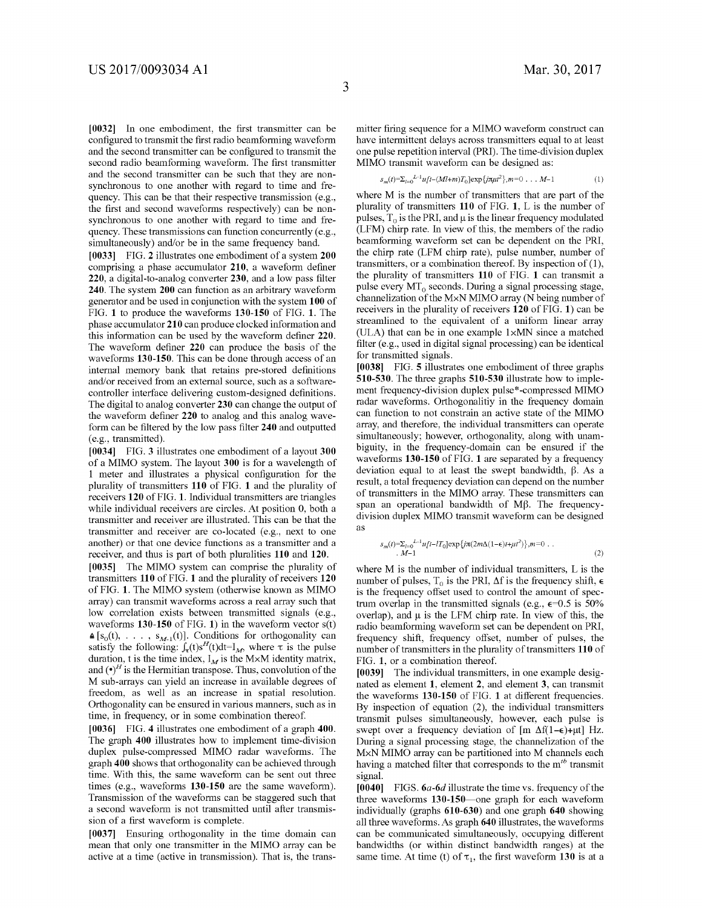**[0032]** In one embodiment, the first transmitter can be configured to transmit the first radio beamforming waveform and the second transmitter can be configured to transmit the second radio beamforming waveform. The first transmitter and the second transmitter can be such that they are non-synchronous to one another with regard to time and frequency. This can be that their respective transmission (e.g., the first and second waveforms respectively) can be non-synchronous to one another with regard to time and frequency. These transmissions can function concurrently (e.g., simultaneously) and/or be in the same frequency band.

**[0033]** FIG. **2** illustrates one embodiment of a system **200** comprising a phase accumulator **210**, a waveform definer **220**, a digital-to-analog converter **230**, and a low pass filter **240**. The system **200** can function as an arbitrary waveform generator and be used in conjunction with the system **100** of FIG. **1** to produce the waveforms **130-150** of FIG. **1**. The phase accumulator **210** can produce clocked information and this information can be used by the waveform definer **220**. The waveform definer **220** can produce the basis of the waveforms **130-150**. This can be done through access of an internal memory bank that retains pre-stored definitions and/or received from an external source, such as a software-controller interface delivering custom-designed definitions. The digital to analog converter **230** can change the output of the waveform definer **220** to analog and this analog waveform can be filtered by the low pass filter **240** and outputted (e.g., transmitted).

**[0034]** FIG. **3** illustrates one embodiment of a layout **300** of a MIMO system. The layout **300** is for a wavelength of 1 meter and illustrates a physical configuration for the plurality of transmitters **110** of FIG. **1** and the plurality of receivers **120** of FIG. **1**. Individual transmitters are triangles while individual receivers are circles. At position 0, both a transmitter and receiver are illustrated. This can be that the transmitter and receiver are co-located (e.g., next to one another) or that one device functions as a transmitter and a receiver, and thus is part of both pluralities **110** and **120**.

**[0035]** The MIMO system can comprise the plurality of transmitters **110** of FIG. **1** and the plurality of receivers **120** of FIG. **1**. The MIMO system (otherwise known as MIMO array) can transmit waveforms across a real array such that low correlation exists between transmitted signals (e.g., waveforms **130-150** of FIG. **1**) in the waveform vector s(t) $\triangleq [s_0(t), \ldots, s_{M-1}(t)]$. Conditions for orthogonality can satisfy the following: $\int_{\tau}(t)s^H(t)dt=I_M$, where $\tau$ is the pulse duration, t is the time index, $I_M$ is the M×M identity matrix, and $(\bullet)^H$ is the Hermitian transpose. Thus, convolution of the M sub-arrays can yield an increase in available degrees of freedom, as well as an increase in spatial resolution. Orthogonality can be ensured in various manners, such as in time, in frequency, or in some combination thereof.

**[0036]** FIG. **4** illustrates one embodiment of a graph **400**. The graph **400** illustrates how to implement time-division duplex pulse-compressed MIMO radar waveforms. The graph **400** shows that orthogonality can be achieved through time. With this, the same waveform can be sent out three times (e.g., waveforms **130-150** are the same waveform). Transmission of the waveforms can be staggered such that a second waveform is not transmitted until after transmission of a first waveform is complete.

**[0037]** Ensuring orthogonality in the time domain can mean that only one transmitter in the MIMO array can be active at a time (active in transmission). That is, the transmitter firing sequence for a MIMO waveform construct can have intermittent delays across transmitters equal to at least one pulse repetition interval (PRI). The time-division duplex MIMO transmit waveform can be designed as:

$$s_m(t)=\Sigma_{l=0}^{L-1}u[t-(Ml+m)T_0]\exp\{j\pi\mu t^2\}, m=0 \ldots M-1 \quad (1)$$

where M is the number of transmitters that are part of the plurality of transmitters **110** of FIG. **1**, L is the number of pulses, $T_0$ is the PRI, and $\mu$ is the linear frequency modulated (LFM) chirp rate. In view of this, the members of the radio beamforming waveform set can be dependent on the PRI, the chirp rate (LFM chirp rate), pulse number, number of transmitters, or a combination thereof. By inspection of (1), the plurality of transmitters **110** of FIG. **1** can transmit a pulse every $MT_0$ seconds. During a signal processing stage, channelization of the M×N MIMO array (N being number of receivers in the plurality of receivers **120** of FIG. **1**) can be streamlined to the equivalent of a uniform linear array (ULA) that can be in one example 1×MN since a matched filter (e.g., used in digital signal processing) can be identical for transmitted signals.

**[0038]** FIG. **5** illustrates one embodiment of three graphs **510-530**. The three graphs **510-530** illustrate how to implement frequency-division duplex pulse*-compressed MIMO radar waveforms. Orthogonalitiy in the frequency domain can function to not constrain an active state of the MIMO array, and therefore, the individual transmitters can operate simultaneously; however, orthogonality, along with unambiguity, in the frequency-domain can be ensured if the waveforms **130-150** of FIG. **1** are separated by a frequency deviation equal to at least the swept bandwidth, $\beta$. As a result, a total frequency deviation can depend on the number of transmitters in the MIMO array. These transmitters can span an operational bandwidth of $M\beta$. The frequency-division duplex MIMO transmit waveform can be designed as

$$s_m(t)=\Sigma_{l=0}^{L-1}u[t-lT_0]\exp\{j\pi(2m\Delta(1-\epsilon)t+\mu t^2)\}, m=0 \ldots M-1 \quad (2)$$

where M is the number of individual transmitters, L is the number of pulses, $T_0$ is the PRI, $\Delta f$ is the frequency shift, $\epsilon$ is the frequency offset used to control the amount of spectrum overlap in the transmitted signals (e.g., $\epsilon$=0.5 is 50% overlap), and $\mu$ is the LFM chirp rate. In view of this, the radio beamforming waveform set can be dependent on PRI, frequency shift, frequency offset, number of pulses, the number of transmitters in the plurality of transmitters **110** of FIG. **1**, or a combination thereof.

**[0039]** The individual transmitters, in one example designated as element **1**, element **2**, and element **3**, can transmit the waveforms **130-150** of FIG. **1** at different frequencies. By inspection of equation (2), the individual transmitters transmit pulses simultaneously, however, each pulse is swept over a frequency deviation of $[m\ \Delta f(1-\epsilon)+\mu t]$ Hz. During a signal processing stage, the channelization of the M×N MIMO array can be partitioned into M channels each having a matched filter that corresponds to the $m^{th}$ transmit signal.

**[0040]** FIGS. **6a-6d** illustrate the time vs. frequency of the three waveforms **130-150**—one graph for each waveform individually (graphs **610-630**) and one graph **640** showing all three waveforms. As graph **640** illustrates, the waveforms can be communicated simultaneously, occupying different bandwidths (or within distinct bandwidth ranges) at the same time. At time (t) of $\tau_1$, the first waveform **130** is at a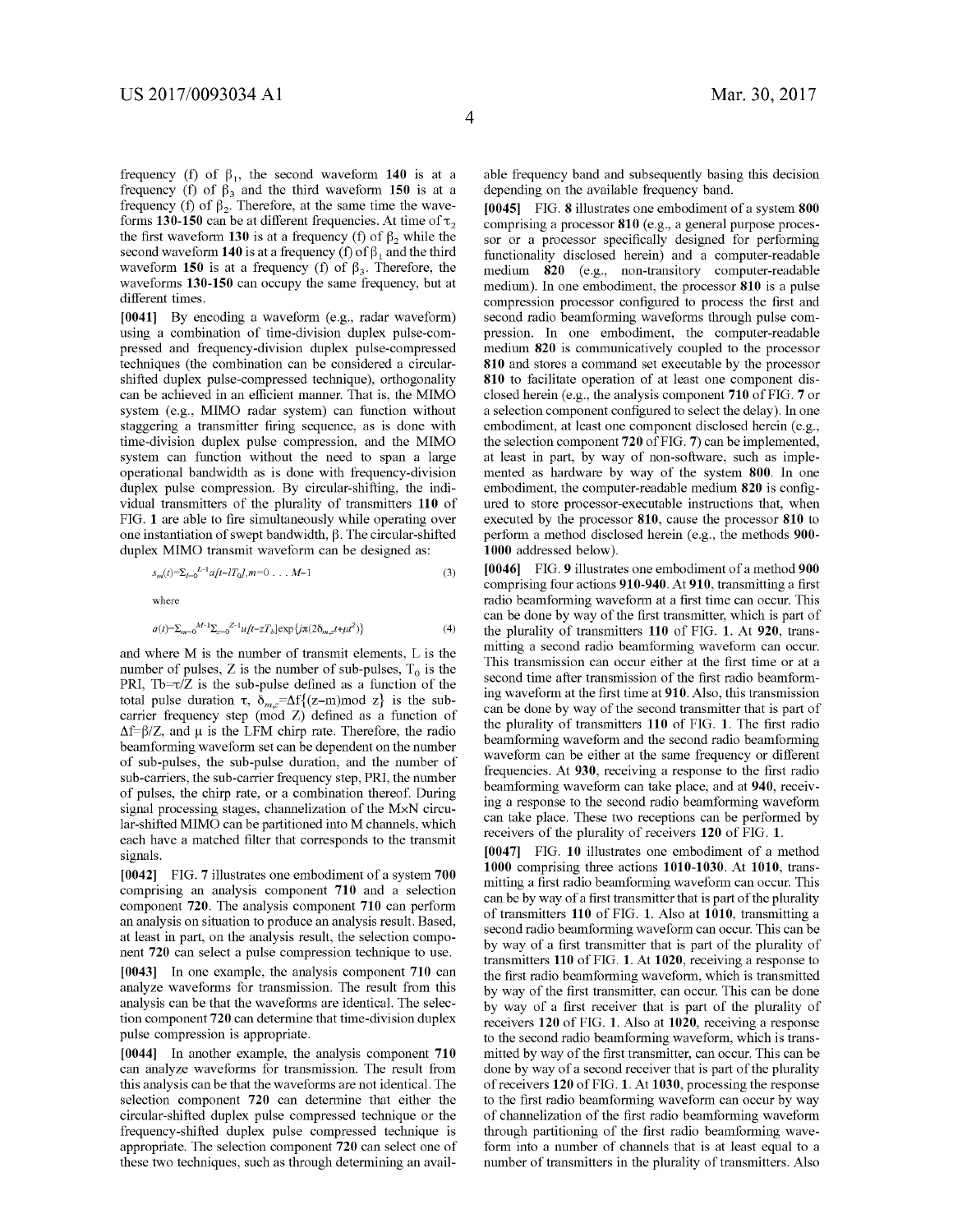frequency (f) of $\beta_1$, the second waveform **140** is at a frequency (f) of $\beta_3$ and the third waveform **150** is at a frequency (f) of $\beta_2$. Therefore, at the same time the waveforms **130-150** can be at different frequencies. At time of $\tau_2$ the first waveform **130** is at a frequency (f) of $\beta_2$ while the second waveform **140** is at a frequency (f) of $\beta_1$ and the third waveform **150** is at a frequency (f) of $\beta_3$. Therefore, the waveforms **130-150** can occupy the same frequency, but at different times.

**[0041]** By encoding a waveform (e.g., radar waveform) using a combination of time-division duplex pulse-compressed and frequency-division duplex pulse-compressed techniques (the combination can be considered a circular-shifted duplex pulse-compressed technique), orthogonality can be achieved in an efficient manner. That is, the MIMO system (e.g., MIMO radar system) can function without staggering a transmitter firing sequence, as is done with time-division duplex pulse compression, and the MIMO system can function without the need to span a large operational bandwidth as is done with frequency-division duplex pulse compression. By circular-shifting, the individual transmitters of the plurality of transmitters **110** of FIG. **1** are able to fire simultaneously while operating over one instantiation of swept bandwidth, $\beta$. The circular-shifted duplex MIMO transmit waveform can be designed as:

$$s_m(t)=\Sigma_{l=0}^{L-1}a[t-lT_0],m=0\ldots M-1 \tag{3}$$

where

$$a(t)=\Sigma_{m=0}^{M-1}\Sigma_{z=0}^{Z-1}u[t-zT_b]\exp\{j\pi(2\delta_{m,z}t+\mu t^2)\} \tag{4}$$

and where M is the number of transmit elements, L is the number of pulses, Z is the number of sub-pulses, $T_0$ is the PRI, $T_b=\tau/Z$ is the sub-pulse defined as a function of the total pulse duration $\tau$, $\delta_{m,z}=\Delta f\{(z-m) \bmod z\}$ is the sub-carrier frequency step (mod Z) defined as a function of $\Delta f=\beta/Z$, and $\mu$ is the LFM chirp rate. Therefore, the radar beamforming waveform set can be dependent on the number of sub-pulses, the sub-pulse duration, and the number of sub-carriers, the sub-carrier frequency step, PRI, the number of pulses, the chirp rate, or a combination thereof. During signal processing stages, channelization of the M×N circular-shifted MIMO can be partitioned into M channels, which each have a matched filter that corresponds to the transmit signals.

**[0042]** FIG. **7** illustrates one embodiment of a system **700** comprising an analysis component **710** and a selection component **720**. The analysis component **710** can perform an analysis on situation to produce an analysis result. Based, at least in part, on the analysis result, the selection component **720** can select a pulse compression technique to use.

**[0043]** In one example, the analysis component **710** can analyze waveforms for transmission. The result from this analysis can be that the waveforms are identical. The selection component **720** can determine that time-division duplex pulse compression is appropriate.

**[0044]** In another example, the analysis component **710** can analyze waveforms for transmission. The result from this analysis can be that the waveforms are not identical. The selection component **720** can determine that either the circular-shifted duplex pulse compressed technique or the frequency-shifted duplex pulse compressed technique is appropriate. The selection component **720** can select one of these two techniques, such as through determining an available frequency band and subsequently basing this decision depending on the available frequency band.

**[0045]** FIG. **8** illustrates one embodiment of a system **800** comprising a processor **810** (e.g., a general purpose processor or a processor specifically designed for performing functionality disclosed herein) and a computer-readable medium **820** (e.g., non-transitory computer-readable medium). In one embodiment, the processor **810** is a pulse compression processor configured to process the first and second radio beamforming waveforms through pulse compression. In one embodiment, the computer-readable medium **820** is communicatively coupled to the processor **810** and stores a command set executable by the processor **810** to facilitate operation of at least one component disclosed herein (e.g., the analysis component **710** of FIG. **7** or a selection component configured to select the delay). In one embodiment, at least one component disclosed herein (e.g., the selection component **720** of FIG. **7**) can be implemented, at least in part, by way of non-software, such as implemented as hardware by way of the system **800**. In one embodiment, the computer-readable medium **820** is configured to store processor-executable instructions that, when executed by the processor **810**, cause the processor **810** to perform a method disclosed herein (e.g., the methods **900-1000** addressed below).

**[0046]** FIG. **9** illustrates one embodiment of a method **900** comprising four actions **910-940**. At **910**, transmitting a first radio beamforming waveform at a first time can occur. This can be done by way of the first transmitter, which is part of the plurality of transmitters **110** of FIG. **1**. At **920**, transmitting a second radio beamforming waveform can occur. This transmission can occur either at the first time or at a second time after transmission of the first radio beamforming waveform at the first time at **910**. Also, this transmission can be done by way of the second transmitter that is part of the plurality of transmitters **110** of FIG. **1**. The first radio beamforming waveform and the second radio beamforming waveform can be either at the same frequency or different frequencies. At **930**, receiving a response to the first radio beamforming waveform can take place, and at **940**, receiving a response to the second radio beamforming waveform can take place. These two receptions can be performed by receivers of the plurality of receivers **120** of FIG. **1**.

**[0047]** FIG. **10** illustrates one embodiment of a method **1000** comprising three actions **1010-1030**. At **1010**, transmitting a first radio beamforming waveform can occur. This can be by way of a first transmitter that is part of the plurality of transmitters **110** of FIG. **1**. Also at **1010**, transmitting a second radio beamforming waveform can occur. This can be by way of a first transmitter that is part of the plurality of transmitters **110** of FIG. **1**. At **1020**, receiving a response to the first radio beamforming waveform, which is transmitted by way of the first transmitter, can occur. This can be done by way of a first receiver that is part of the plurality of receivers **120** of FIG. **1**. Also at **1020**, receiving a response to the second radio beamforming waveform, which is transmitted by way of the first transmitter, can occur. This can be done by way of a second receiver that is part of the plurality of receivers **120** of FIG. **1**. At **1030**, processing the response to the first radio beamforming waveform can occur by way of channelization of the first radio beamforming waveform through partitioning of the first radio beamforming waveform into a number of channels that is at least equal to a number of transmitters in the plurality of transmitters. Also